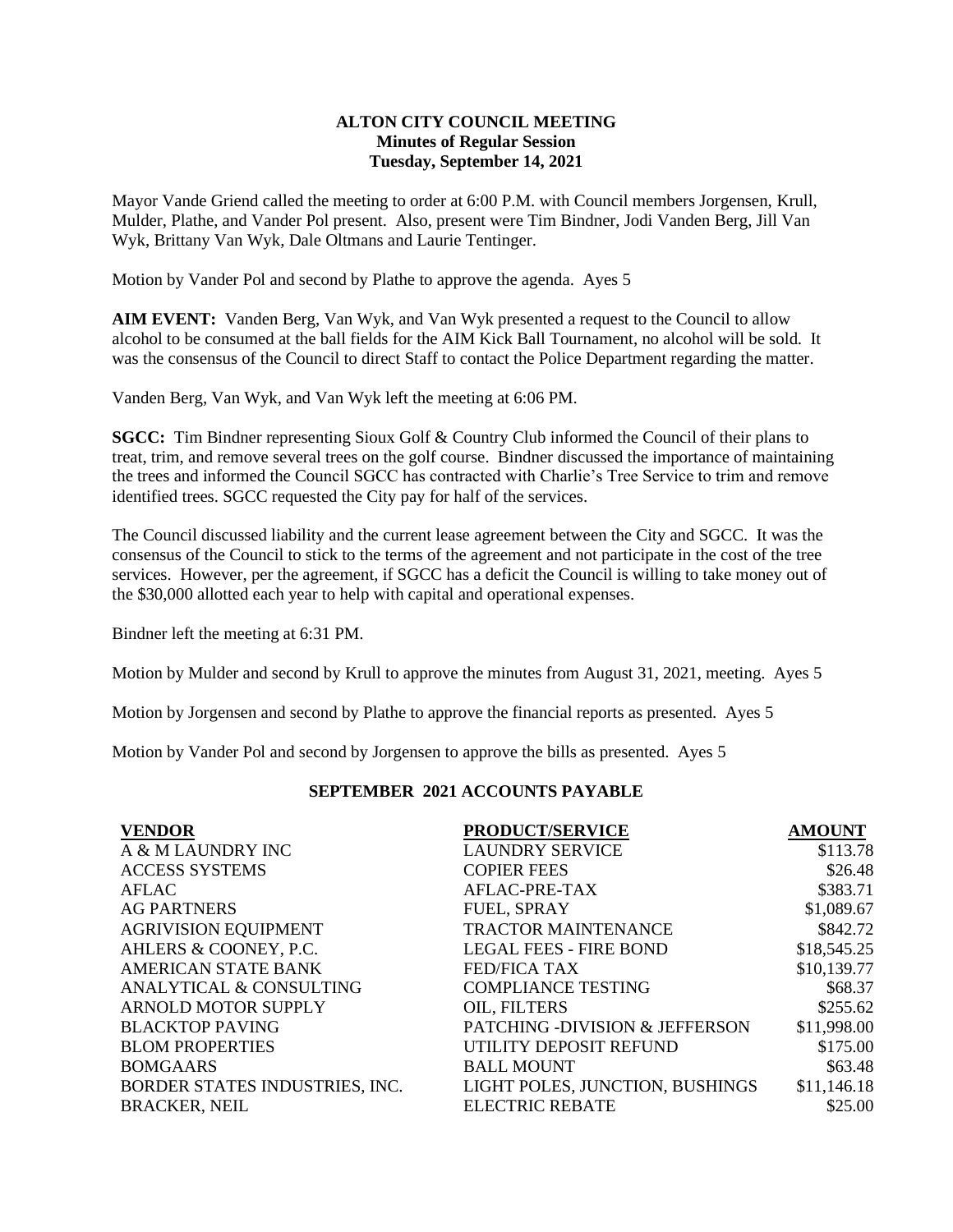# ALTON CITY COUNCIL MEETING
## Minutes of Regular Session
### Tuesday, September 14, 2021

Mayor Vande Griend called the meeting to order at 6:00 P.M. with Council members Jorgensen, Krull, Mulder, Plathe, and Vander Pol present. Also, present were Tim Bindner, Jodi Vanden Berg, Jill Van Wyk, Brittany Van Wyk, Dale Oltmans and Laurie Tentinger.

Motion by Vander Pol and second by Plathe to approve the agenda. Ayes 5

**AIM EVENT:** Vanden Berg, Van Wyk, and Van Wyk presented a request to the Council to allow alcohol to be consumed at the ball fields for the AIM Kick Ball Tournament, no alcohol will be sold. It was the consensus of the Council to direct Staff to contact the Police Department regarding the matter.

Vanden Berg, Van Wyk, and Van Wyk left the meeting at 6:06 PM.

**SGCC:** Tim Bindner representing Sioux Golf & Country Club informed the Council of their plans to treat, trim, and remove several trees on the golf course. Bindner discussed the importance of maintaining the trees and informed the Council SGCC has contracted with Charlie's Tree Service to trim and remove identified trees. SGCC requested the City pay for half of the services.

The Council discussed liability and the current lease agreement between the City and SGCC. It was the consensus of the Council to stick to the terms of the agreement and not participate in the cost of the tree services. However, per the agreement, if SGCC has a deficit the Council is willing to take money out of the $30,000 allotted each year to help with capital and operational expenses.

Bindner left the meeting at 6:31 PM.

Motion by Mulder and second by Krull to approve the minutes from August 31, 2021, meeting. Ayes 5

Motion by Jorgensen and second by Plathe to approve the financial reports as presented. Ayes 5

Motion by Vander Pol and second by Jorgensen to approve the bills as presented. Ayes 5

**SEPTEMBER 2021 ACCOUNTS PAYABLE**

| VENDOR | PRODUCT/SERVICE | AMOUNT |
|---|---|---|
| A & M LAUNDRY INC | LAUNDRY SERVICE | $113.78 |
| ACCESS SYSTEMS | COPIER FEES | $26.48 |
| AFLAC | AFLAC-PRE-TAX | $383.71 |
| AG PARTNERS | FUEL, SPRAY | $1,089.67 |
| AGRIVISION EQUIPMENT | TRACTOR MAINTENANCE | $842.72 |
| AHLERS & COONEY, P.C. | LEGAL FEES - FIRE BOND | $18,545.25 |
| AMERICAN STATE BANK | FED/FICA TAX | $10,139.77 |
| ANALYTICAL & CONSULTING | COMPLIANCE TESTING | $68.37 |
| ARNOLD MOTOR SUPPLY | OIL, FILTERS | $255.62 |
| BLACKTOP PAVING | PATCHING -DIVISION & JEFFERSON | $11,998.00 |
| BLOM PROPERTIES | UTILITY DEPOSIT REFUND | $175.00 |
| BOMGAARS | BALL MOUNT | $63.48 |
| BORDER STATES INDUSTRIES, INC. | LIGHT POLES, JUNCTION, BUSHINGS | $11,146.18 |
| BRACKER, NEIL | ELECTRIC REBATE | $25.00 |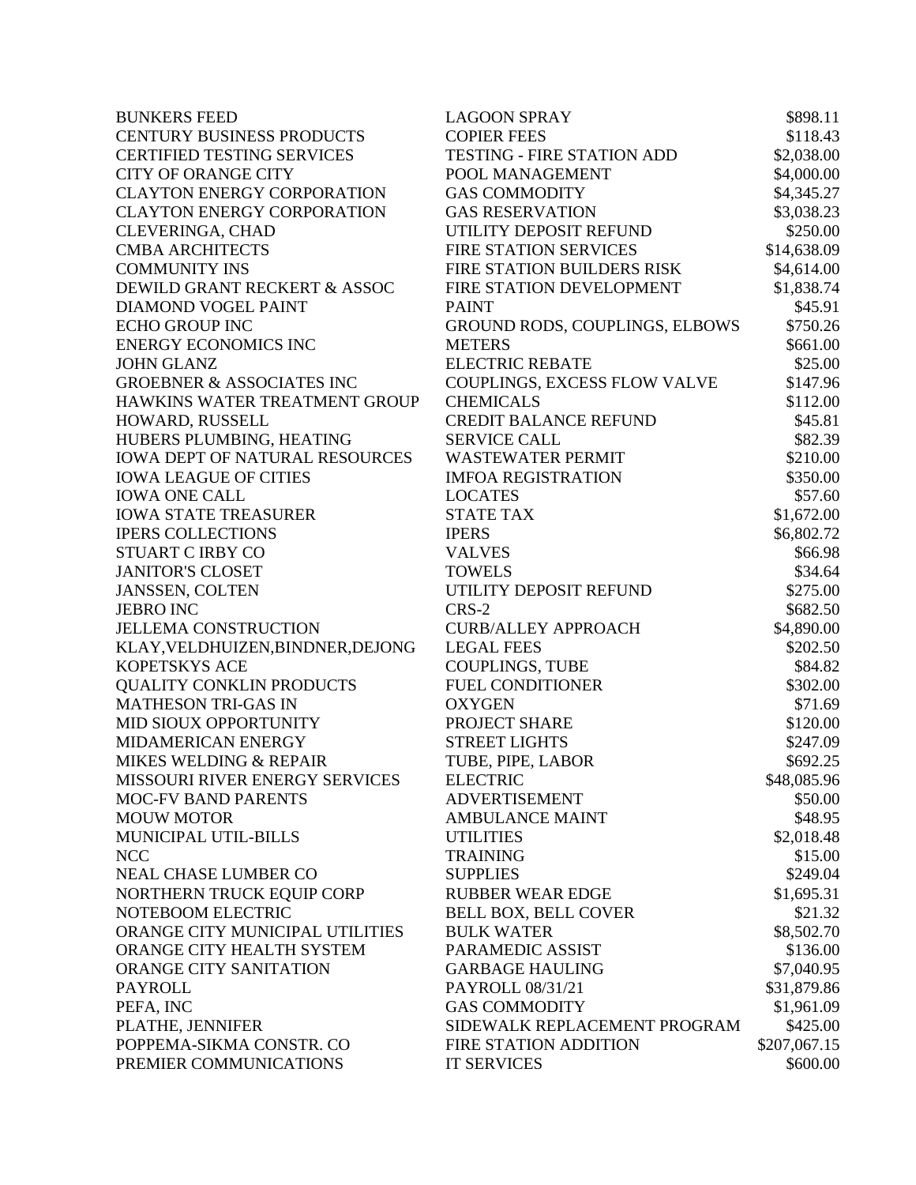| | | |
|---|---|---|
| BUNKERS FEED | LAGOON SPRAY | $898.11 |
| CENTURY BUSINESS PRODUCTS | COPIER FEES | $118.43 |
| CERTIFIED TESTING SERVICES | TESTING - FIRE STATION ADD | $2,038.00 |
| CITY OF ORANGE CITY | POOL MANAGEMENT | $4,000.00 |
| CLAYTON ENERGY CORPORATION | GAS COMMODITY | $4,345.27 |
| CLAYTON ENERGY CORPORATION | GAS RESERVATION | $3,038.23 |
| CLEVERINGA, CHAD | UTILITY DEPOSIT REFUND | $250.00 |
| CMBA ARCHITECTS | FIRE STATION SERVICES | $14,638.09 |
| COMMUNITY INS | FIRE STATION BUILDERS RISK | $4,614.00 |
| DEWILD GRANT RECKERT & ASSOC | FIRE STATION DEVELOPMENT | $1,838.74 |
| DIAMOND VOGEL PAINT | PAINT | $45.91 |
| ECHO GROUP INC | GROUND RODS, COUPLINGS, ELBOWS | $750.26 |
| ENERGY ECONOMICS INC | METERS | $661.00 |
| JOHN GLANZ | ELECTRIC REBATE | $25.00 |
| GROEBNER & ASSOCIATES INC | COUPLINGS, EXCESS FLOW VALVE | $147.96 |
| HAWKINS WATER TREATMENT GROUP | CHEMICALS | $112.00 |
| HOWARD, RUSSELL | CREDIT BALANCE REFUND | $45.81 |
| HUBERS PLUMBING, HEATING | SERVICE CALL | $82.39 |
| IOWA DEPT OF NATURAL RESOURCES | WASTEWATER PERMIT | $210.00 |
| IOWA LEAGUE OF CITIES | IMFOA REGISTRATION | $350.00 |
| IOWA ONE CALL | LOCATES | $57.60 |
| IOWA STATE TREASURER | STATE TAX | $1,672.00 |
| IPERS COLLECTIONS | IPERS | $6,802.72 |
| STUART C IRBY CO | VALVES | $66.98 |
| JANITOR'S CLOSET | TOWELS | $34.64 |
| JANSSEN, COLTEN | UTILITY DEPOSIT REFUND | $275.00 |
| JEBRO INC | CRS-2 | $682.50 |
| JELLEMA CONSTRUCTION | CURB/ALLEY APPROACH | $4,890.00 |
| KLAY,VELDHUIZEN,BINDNER,DEJONG | LEGAL FEES | $202.50 |
| KOPETSKYS ACE | COUPLINGS, TUBE | $84.82 |
| QUALITY CONKLIN PRODUCTS | FUEL CONDITIONER | $302.00 |
| MATHESON TRI-GAS IN | OXYGEN | $71.69 |
| MID SIOUX OPPORTUNITY | PROJECT SHARE | $120.00 |
| MIDAMERICAN ENERGY | STREET LIGHTS | $247.09 |
| MIKES WELDING & REPAIR | TUBE, PIPE, LABOR | $692.25 |
| MISSOURI RIVER ENERGY SERVICES | ELECTRIC | $48,085.96 |
| MOC-FV BAND PARENTS | ADVERTISEMENT | $50.00 |
| MOUW MOTOR | AMBULANCE MAINT | $48.95 |
| MUNICIPAL UTIL-BILLS | UTILITIES | $2,018.48 |
| NCC | TRAINING | $15.00 |
| NEAL CHASE LUMBER CO | SUPPLIES | $249.04 |
| NORTHERN TRUCK EQUIP CORP | RUBBER WEAR EDGE | $1,695.31 |
| NOTEBOOM ELECTRIC | BELL BOX, BELL COVER | $21.32 |
| ORANGE CITY MUNICIPAL UTILITIES | BULK WATER | $8,502.70 |
| ORANGE CITY HEALTH SYSTEM | PARAMEDIC ASSIST | $136.00 |
| ORANGE CITY SANITATION | GARBAGE HAULING | $7,040.95 |
| PAYROLL | PAYROLL 08/31/21 | $31,879.86 |
| PEFA, INC | GAS COMMODITY | $1,961.09 |
| PLATHE, JENNIFER | SIDEWALK REPLACEMENT PROGRAM | $425.00 |
| POPPEMA-SIKMA CONSTR. CO | FIRE STATION ADDITION | $207,067.15 |
| PREMIER COMMUNICATIONS | IT SERVICES | $600.00 |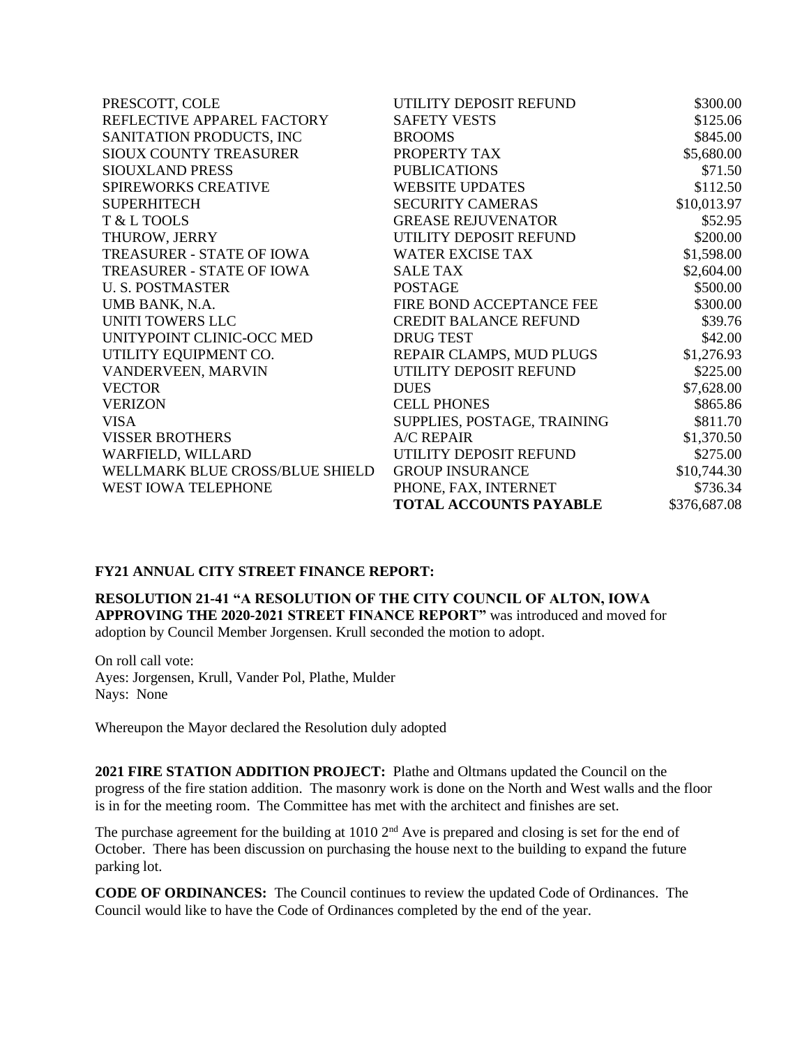| | | |
|---|---|---|
| PRESCOTT, COLE | UTILITY DEPOSIT REFUND | $300.00 |
| REFLECTIVE APPAREL FACTORY | SAFETY VESTS | $125.06 |
| SANITATION PRODUCTS, INC | BROOMS | $845.00 |
| SIOUX COUNTY TREASURER | PROPERTY TAX | $5,680.00 |
| SIOUXLAND PRESS | PUBLICATIONS | $71.50 |
| SPIREWORKS CREATIVE | WEBSITE UPDATES | $112.50 |
| SUPERHITECH | SECURITY CAMERAS | $10,013.97 |
| T & L TOOLS | GREASE REJUVENATOR | $52.95 |
| THUROW, JERRY | UTILITY DEPOSIT REFUND | $200.00 |
| TREASURER - STATE OF IOWA | WATER EXCISE TAX | $1,598.00 |
| TREASURER - STATE OF IOWA | SALE TAX | $2,604.00 |
| U. S. POSTMASTER | POSTAGE | $500.00 |
| UMB BANK, N.A. | FIRE BOND ACCEPTANCE FEE | $300.00 |
| UNITI TOWERS LLC | CREDIT BALANCE REFUND | $39.76 |
| UNITYPOINT CLINIC-OCC MED | DRUG TEST | $42.00 |
| UTILITY EQUIPMENT CO. | REPAIR CLAMPS, MUD PLUGS | $1,276.93 |
| VANDERVEEN, MARVIN | UTILITY DEPOSIT REFUND | $225.00 |
| VECTOR | DUES | $7,628.00 |
| VERIZON | CELL PHONES | $865.86 |
| VISA | SUPPLIES, POSTAGE, TRAINING | $811.70 |
| VISSER BROTHERS | A/C REPAIR | $1,370.50 |
| WARFIELD, WILLARD | UTILITY DEPOSIT REFUND | $275.00 |
| WELLMARK BLUE CROSS/BLUE SHIELD | GROUP INSURANCE | $10,744.30 |
| WEST IOWA TELEPHONE | PHONE, FAX, INTERNET | $736.34 |
| | **TOTAL ACCOUNTS PAYABLE** | $376,687.08 |

**FY21 ANNUAL CITY STREET FINANCE REPORT:**

**RESOLUTION 21-41 "A RESOLUTION OF THE CITY COUNCIL OF ALTON, IOWA APPROVING THE 2020-2021 STREET FINANCE REPORT"** was introduced and moved for adoption by Council Member Jorgensen. Krull seconded the motion to adopt.

On roll call vote:
Ayes: Jorgensen, Krull, Vander Pol, Plathe, Mulder
Nays: None

Whereupon the Mayor declared the Resolution duly adopted

**2021 FIRE STATION ADDITION PROJECT:** Plathe and Oltmans updated the Council on the progress of the fire station addition. The masonry work is done on the North and West walls and the floor is in for the meeting room. The Committee has met with the architect and finishes are set.

The purchase agreement for the building at 1010 2nd Ave is prepared and closing is set for the end of October. There has been discussion on purchasing the house next to the building to expand the future parking lot.

**CODE OF ORDINANCES:** The Council continues to review the updated Code of Ordinances. The Council would like to have the Code of Ordinances completed by the end of the year.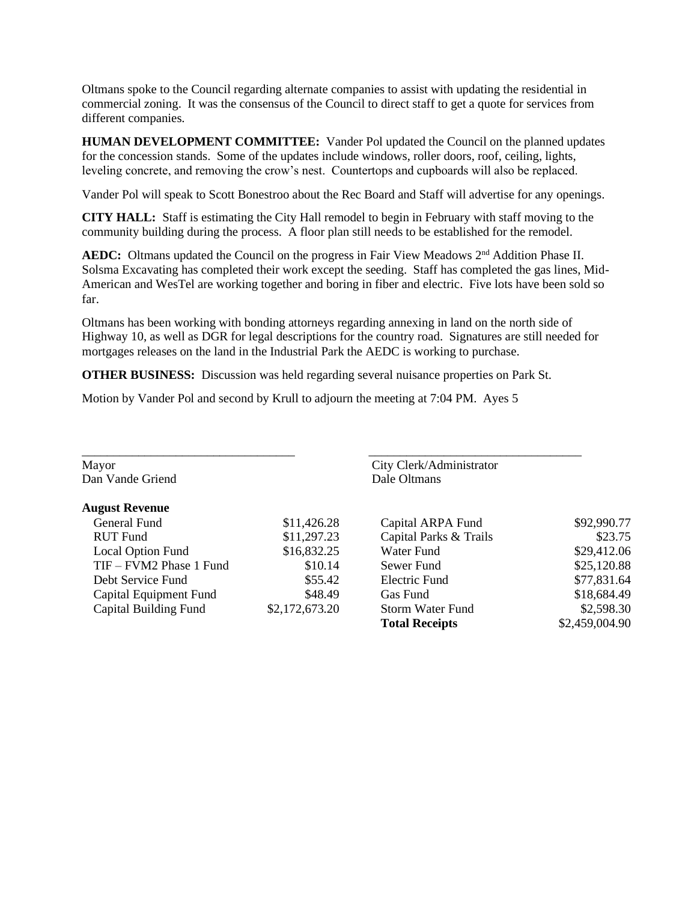Oltmans spoke to the Council regarding alternate companies to assist with updating the residential in commercial zoning. It was the consensus of the Council to direct staff to get a quote for services from different companies.

**HUMAN DEVELOPMENT COMMITTEE:** Vander Pol updated the Council on the planned updates for the concession stands. Some of the updates include windows, roller doors, roof, ceiling, lights, leveling concrete, and removing the crow's nest. Countertops and cupboards will also be replaced.

Vander Pol will speak to Scott Bonestroo about the Rec Board and Staff will advertise for any openings.

**CITY HALL:** Staff is estimating the City Hall remodel to begin in February with staff moving to the community building during the process. A floor plan still needs to be established for the remodel.

**AEDC:** Oltmans updated the Council on the progress in Fair View Meadows 2nd Addition Phase II. Solsma Excavating has completed their work except the seeding. Staff has completed the gas lines, Mid-American and WesTel are working together and boring in fiber and electric. Five lots have been sold so far.

Oltmans has been working with bonding attorneys regarding annexing in land on the north side of Highway 10, as well as DGR for legal descriptions for the country road. Signatures are still needed for mortgages releases on the land in the Industrial Park the AEDC is working to purchase.

**OTHER BUSINESS:** Discussion was held regarding several nuisance properties on Park St.

Motion by Vander Pol and second by Krull to adjourn the meeting at 7:04 PM. Ayes 5

\_\_\_\_\_\_\_\_\_\_\_\_\_\_\_\_\_\_\_\_\_\_\_\_\_\_\_\_\_\_\_\_\_\_\_ \_\_\_\_\_\_\_\_\_\_\_\_\_\_\_\_\_\_\_\_\_\_\_\_\_\_\_\_\_\_\_\_\_\_\_

Mayor
Dan Vande Griend

City Clerk/Administrator
Dale Oltmans

**August Revenue**

| | | | |
|---|---|---|---|
| General Fund | $11,426.28 | Capital ARPA Fund | $92,990.77 |
| RUT Fund | $11,297.23 | Capital Parks & Trails | $23.75 |
| Local Option Fund | $16,832.25 | Water Fund | $29,412.06 |
| TIF – FVM2 Phase 1 Fund | $10.14 | Sewer Fund | $25,120.88 |
| Debt Service Fund | $55.42 | Electric Fund | $77,831.64 |
| Capital Equipment Fund | $48.49 | Gas Fund | $18,684.49 |
| Capital Building Fund | $2,172,673.20 | Storm Water Fund | $2,598.30 |
| | | **Total Receipts** | $2,459,004.90 |